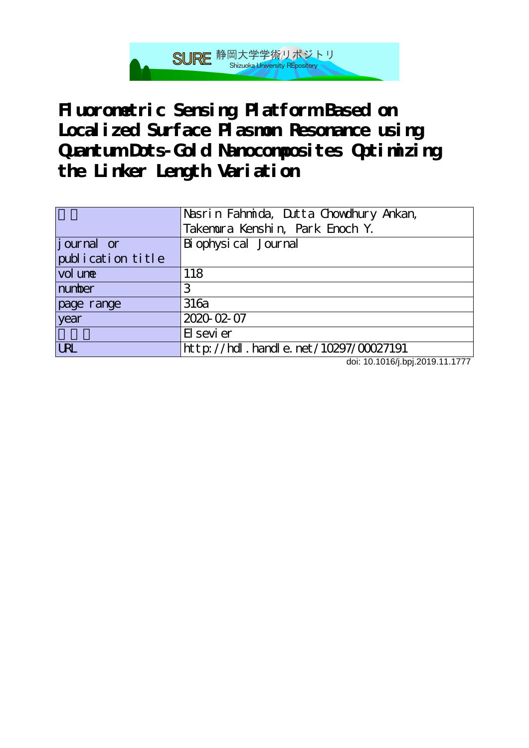# Fluorometric Sensing Platform Based on Localized Surface Plasmon Resonance using Quantum Dots-Gold Nanocomposites Optimizing the Linker Length Variation

| 著者 | Nasrin Fahmida, Dutta Chowdhury Ankan, Takemura Kenshin, Park Enoch Y. |
|---|---|
| journal or publication title | Biophysical Journal |
| volume | 118 |
| number | 3 |
| page range | 316a |
| year | 2020-02-07 |
| 出版者 | Elsevier |
| URL | http://hdl.handle.net/10297/00027191 |

doi: 10.1016/j.bpj.2019.11.1777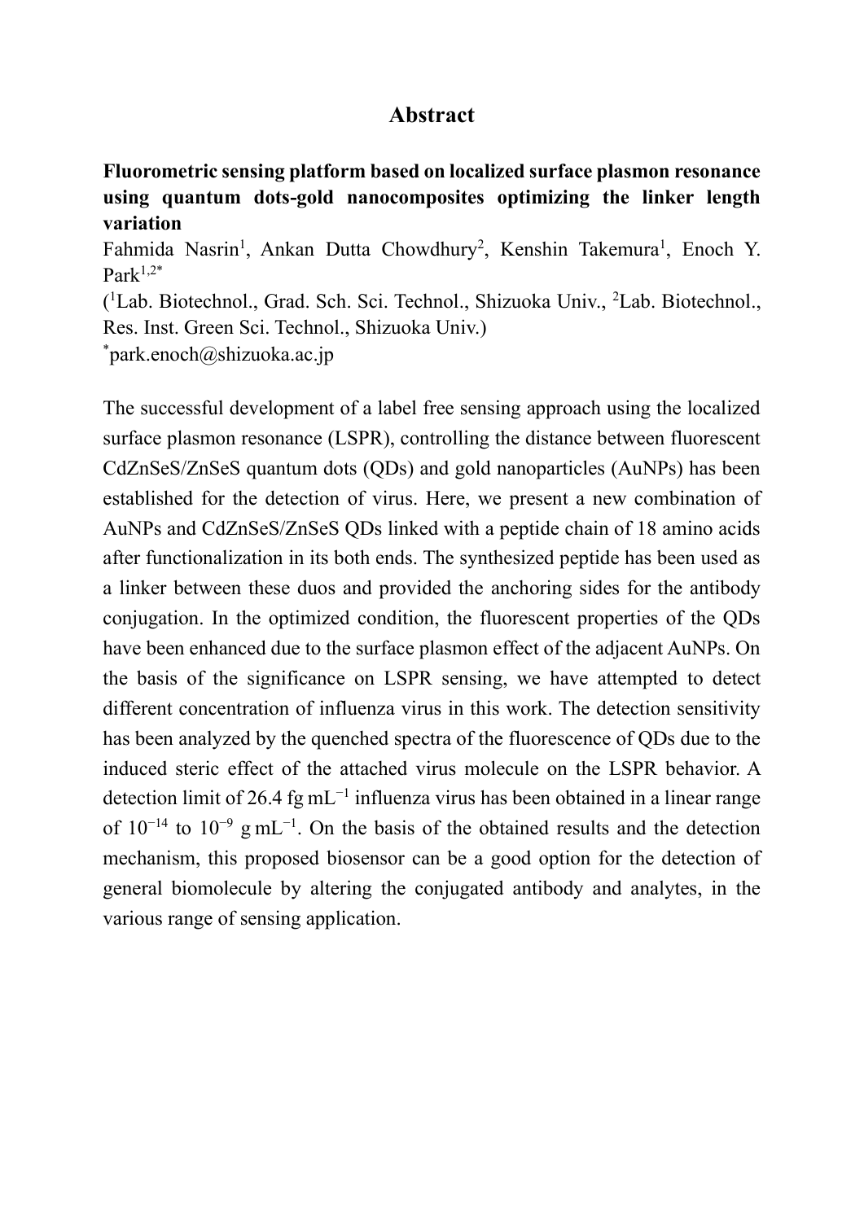# Abstract

**Fluorometric sensing platform based on localized surface plasmon resonance using quantum dots-gold nanocomposites optimizing the linker length variation**

Fahmida Nasrin[1], Ankan Dutta Chowdhury[2], Kenshin Takemura[1], Enoch Y. Park[1,2*]

([1]Lab. Biotechnol., Grad. Sch. Sci. Technol., Shizuoka Univ., [2]Lab. Biotechnol., Res. Inst. Green Sci. Technol., Shizuoka Univ.)

[*]park.enoch@shizuoka.ac.jp

The successful development of a label free sensing approach using the localized surface plasmon resonance (LSPR), controlling the distance between fluorescent CdZnSeS/ZnSeS quantum dots (QDs) and gold nanoparticles (AuNPs) has been established for the detection of virus. Here, we present a new combination of AuNPs and CdZnSeS/ZnSeS QDs linked with a peptide chain of 18 amino acids after functionalization in its both ends. The synthesized peptide has been used as a linker between these duos and provided the anchoring sides for the antibody conjugation. In the optimized condition, the fluorescent properties of the QDs have been enhanced due to the surface plasmon effect of the adjacent AuNPs. On the basis of the significance on LSPR sensing, we have attempted to detect different concentration of influenza virus in this work. The detection sensitivity has been analyzed by the quenched spectra of the fluorescence of QDs due to the induced steric effect of the attached virus molecule on the LSPR behavior. A detection limit of 26.4 fg $mL^{-1}$ influenza virus has been obtained in a linear range of $10^{-14}$ to $10^{-9}$ g $mL^{-1}$. On the basis of the obtained results and the detection mechanism, this proposed biosensor can be a good option for the detection of general biomolecule by altering the conjugated antibody and analytes, in the various range of sensing application.